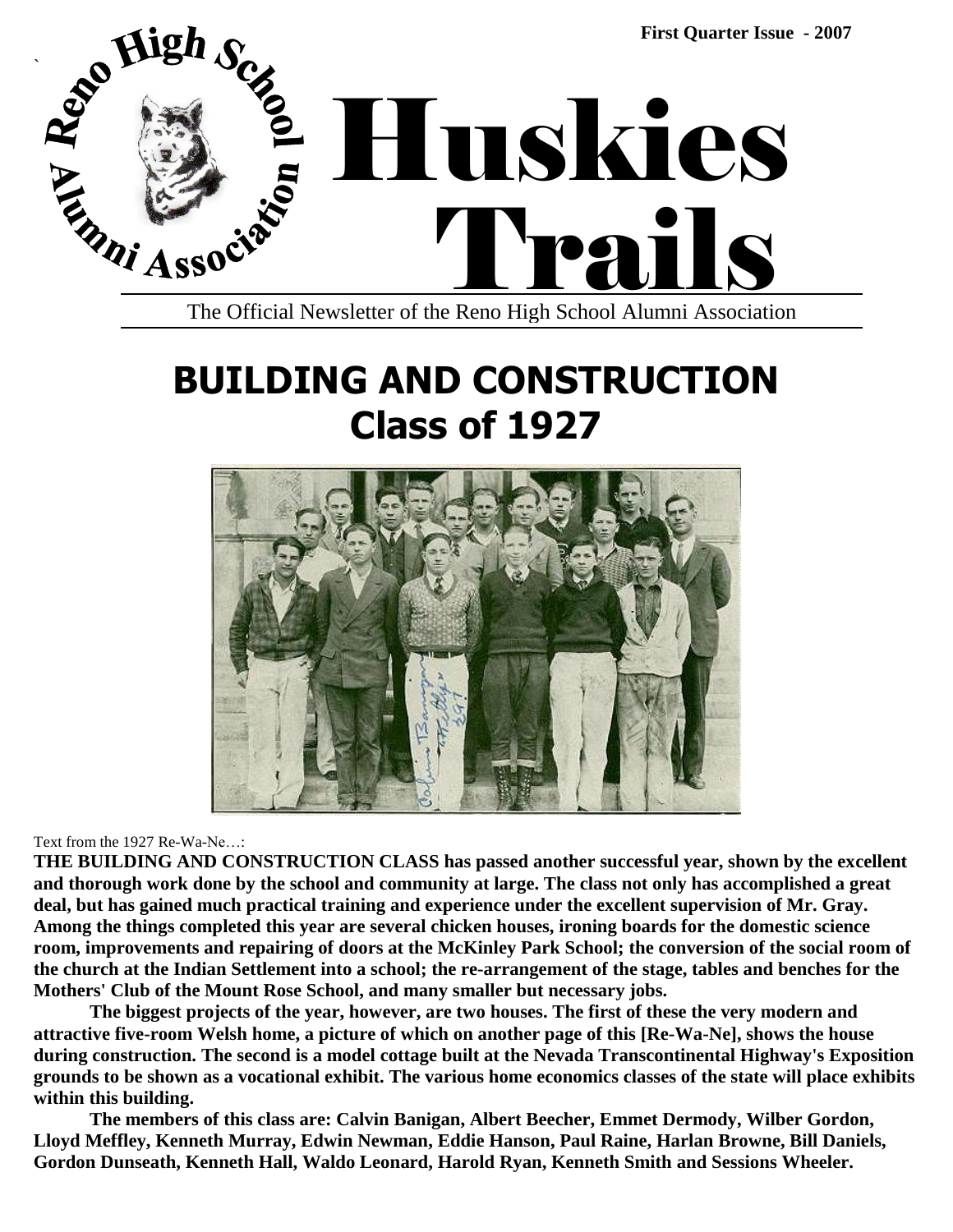First Quarter Issue - 2007

# Huskies Trails

The Official Newsletter of the Reno High School Alumni Association

## BUILDING AND CONSTRUCTION
## Class of 1927

Text from the 1927 Re-Wa-Ne…:

**THE BUILDING AND CONSTRUCTION CLASS has passed another successful year, shown by the excellent and thorough work done by the school and community at large. The class not only has accomplished a great deal, but has gained much practical training and experience under the excellent supervision of Mr. Gray. Among the things completed this year are several chicken houses, ironing boards for the domestic science room, improvements and repairing of doors at the McKinley Park School; the conversion of the social room of the church at the Indian Settlement into a school; the re-arrangement of the stage, tables and benches for the Mothers' Club of the Mount Rose School, and many smaller but necessary jobs.**

**The biggest projects of the year, however, are two houses. The first of these the very modern and attractive five-room Welsh home, a picture of which on another page of this [Re-Wa-Ne], shows the house during construction. The second is a model cottage built at the Nevada Transcontinental Highway's Exposition grounds to be shown as a vocational exhibit. The various home economics classes of the state will place exhibits within this building.**

**The members of this class are: Calvin Banigan, Albert Beecher, Emmet Dermody, Wilber Gordon, Lloyd Meffley, Kenneth Murray, Edwin Newman, Eddie Hanson, Paul Raine, Harlan Browne, Bill Daniels, Gordon Dunseath, Kenneth Hall, Waldo Leonard, Harold Ryan, Kenneth Smith and Sessions Wheeler.**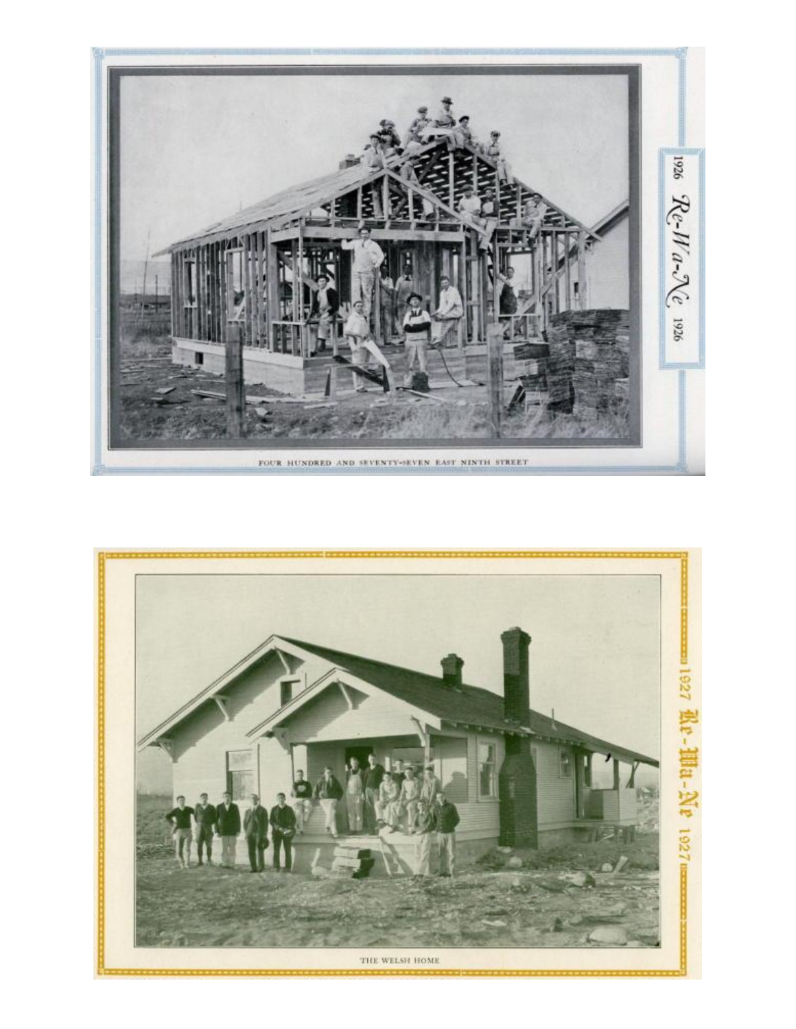FOUR HUNDRED AND SEVENTY-SEVEN EAST NINTH STREET

THE WELSH HOME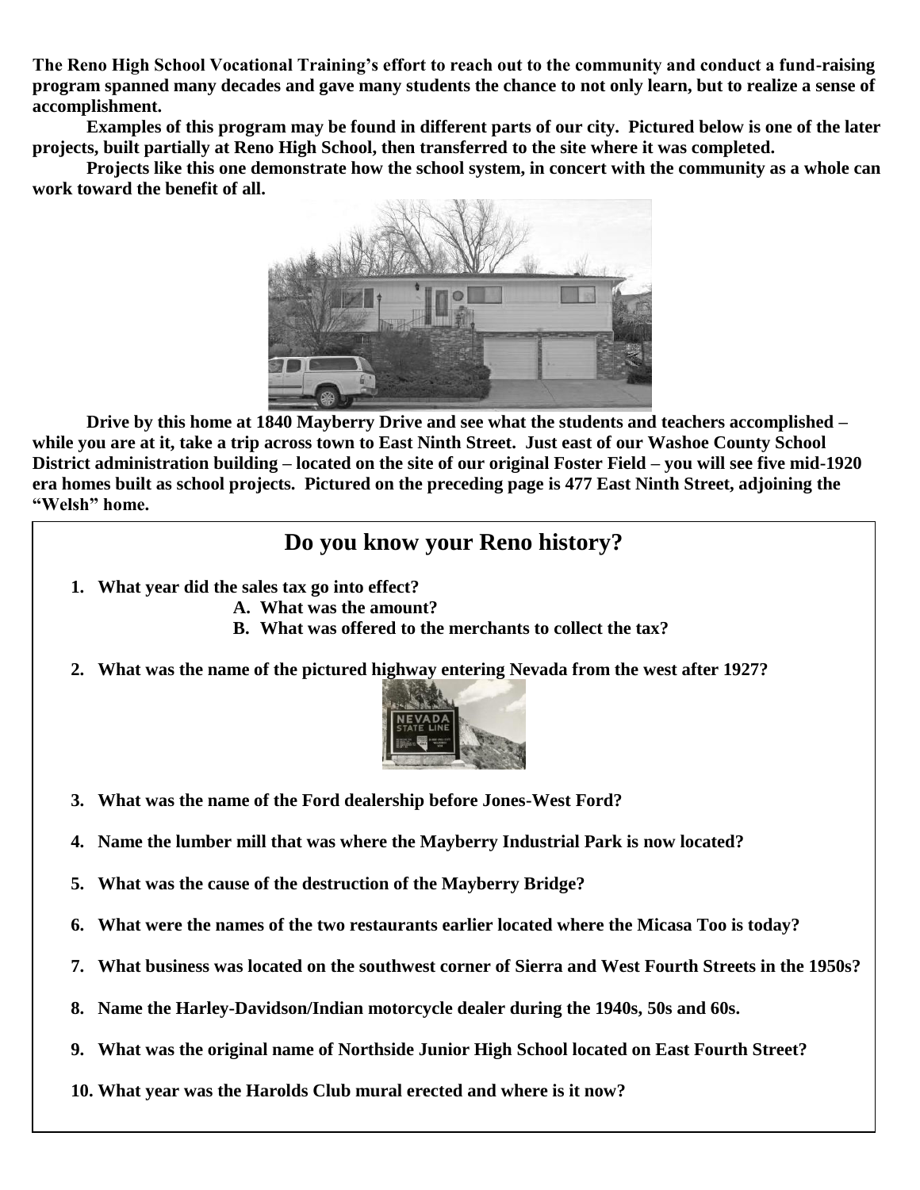**The Reno High School Vocational Training's effort to reach out to the community and conduct a fund-raising program spanned many decades and gave many students the chance to not only learn, but to realize a sense of accomplishment.**

**Examples of this program may be found in different parts of our city. Pictured below is one of the later projects, built partially at Reno High School, then transferred to the site where it was completed.**

**Projects like this one demonstrate how the school system, in concert with the community as a whole can work toward the benefit of all.**

**Drive by this home at 1840 Mayberry Drive and see what the students and teachers accomplished – while you are at it, take a trip across town to East Ninth Street. Just east of our Washoe County School District administration building – located on the site of our original Foster Field – you will see five mid-1920 era homes built as school projects. Pictured on the preceding page is 477 East Ninth Street, adjoining the "Welsh" home.**

## Do you know your Reno history?

1. **What year did the sales tax go into effect?**
   - A. **What was the amount?**
   - B. **What was offered to the merchants to collect the tax?**
2. **What was the name of the pictured highway entering Nevada from the west after 1927?**
3. **What was the name of the Ford dealership before Jones-West Ford?**
4. **Name the lumber mill that was where the Mayberry Industrial Park is now located?**
5. **What was the cause of the destruction of the Mayberry Bridge?**
6. **What were the names of the two restaurants earlier located where the Micasa Too is today?**
7. **What business was located on the southwest corner of Sierra and West Fourth Streets in the 1950s?**
8. **Name the Harley-Davidson/Indian motorcycle dealer during the 1940s, 50s and 60s.**
9. **What was the original name of Northside Junior High School located on East Fourth Street?**
10. **What year was the Harolds Club mural erected and where is it now?**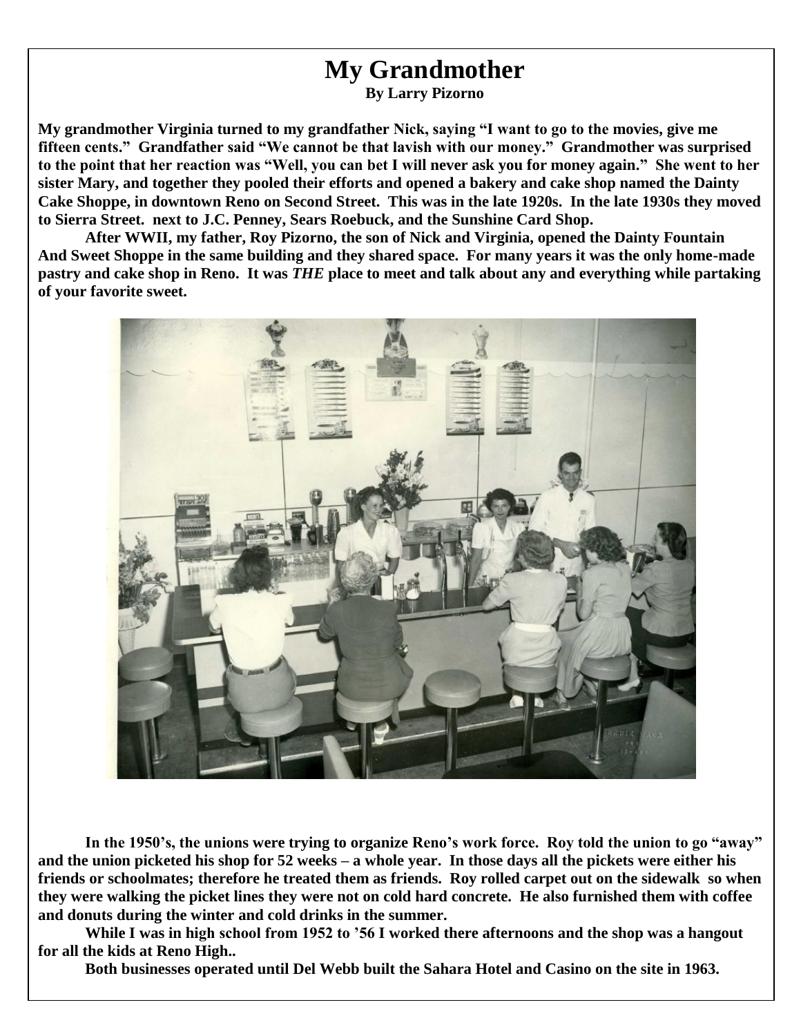# My Grandmother

**By Larry Pizorno**

**My grandmother Virginia turned to my grandfather Nick, saying "I want to go to the movies, give me fifteen cents." Grandfather said "We cannot be that lavish with our money." Grandmother was surprised to the point that her reaction was "Well, you can bet I will never ask you for money again." She went to her sister Mary, and together they pooled their efforts and opened a bakery and cake shop named the Dainty Cake Shoppe, in downtown Reno on Second Street. This was in the late 1920s. In the late 1930s they moved to Sierra Street. next to J.C. Penney, Sears Roebuck, and the Sunshine Card Shop.**

**After WWII, my father, Roy Pizorno, the son of Nick and Virginia, opened the Dainty Fountain And Sweet Shoppe in the same building and they shared space. For many years it was the only home-made pastry and cake shop in Reno. It was *THE* place to meet and talk about any and everything while partaking of your favorite sweet.**

**In the 1950's, the unions were trying to organize Reno's work force. Roy told the union to go "away" and the union picketed his shop for 52 weeks – a whole year. In those days all the pickets were either his friends or schoolmates; therefore he treated them as friends. Roy rolled carpet out on the sidewalk so when they were walking the picket lines they were not on cold hard concrete. He also furnished them with coffee and donuts during the winter and cold drinks in the summer.**

**While I was in high school from 1952 to '56 I worked there afternoons and the shop was a hangout for all the kids at Reno High..**

**Both businesses operated until Del Webb built the Sahara Hotel and Casino on the site in 1963.**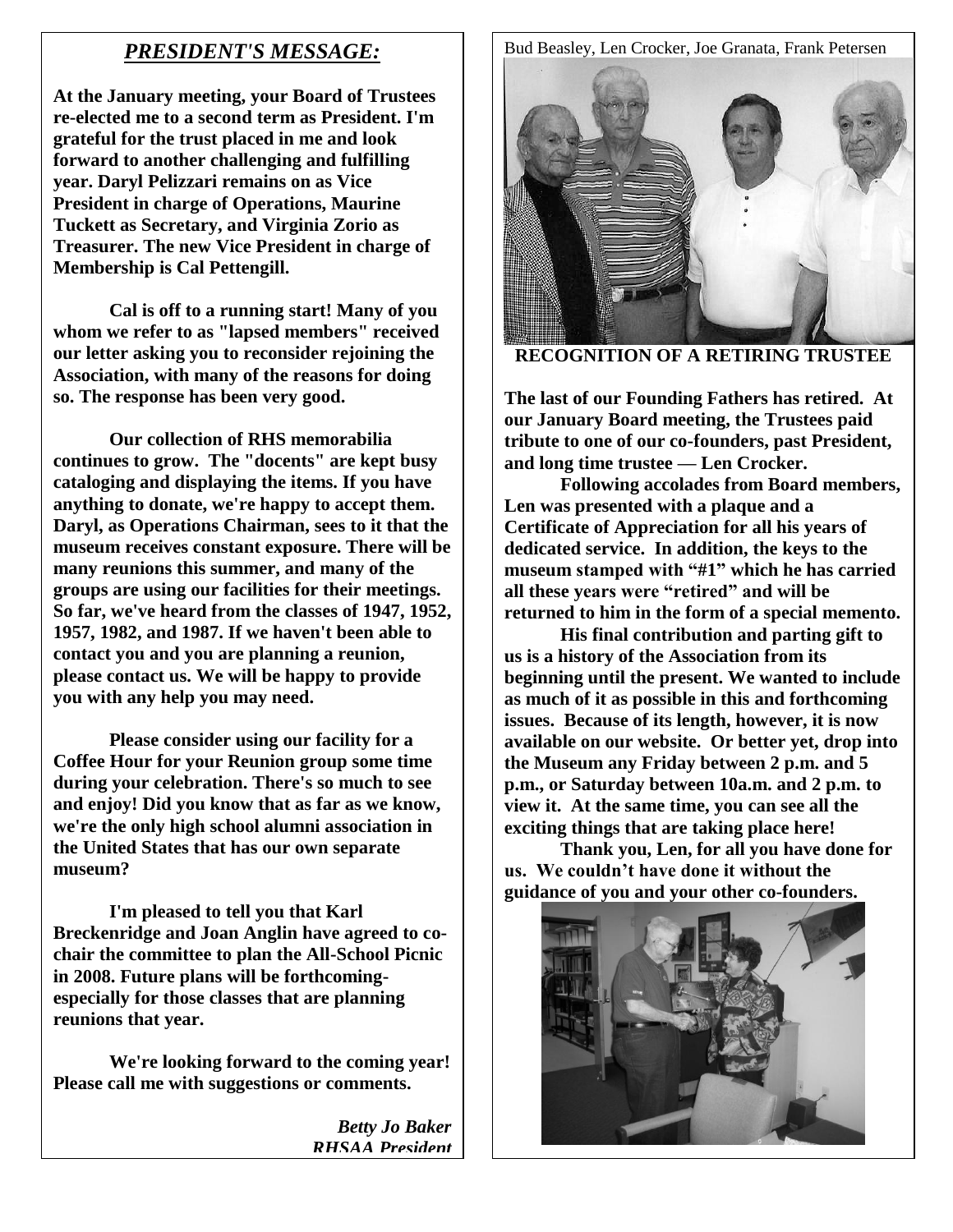## *PRESIDENT'S MESSAGE:*

**At the January meeting, your Board of Trustees re-elected me to a second term as President. I'm grateful for the trust placed in me and look forward to another challenging and fulfilling year. Daryl Pelizzari remains on as Vice President in charge of Operations, Maurine Tuckett as Secretary, and Virginia Zorio as Treasurer. The new Vice President in charge of Membership is Cal Pettengill.**

**Cal is off to a running start! Many of you whom we refer to as "lapsed members" received our letter asking you to reconsider rejoining the Association, with many of the reasons for doing so. The response has been very good.**

**Our collection of RHS memorabilia continues to grow. The "docents" are kept busy cataloging and displaying the items. If you have anything to donate, we're happy to accept them. Daryl, as Operations Chairman, sees to it that the museum receives constant exposure. There will be many reunions this summer, and many of the groups are using our facilities for their meetings. So far, we've heard from the classes of 1947, 1952, 1957, 1982, and 1987. If we haven't been able to contact you and you are planning a reunion, please contact us. We will be happy to provide you with any help you may need.**

**Please consider using our facility for a Coffee Hour for your Reunion group some time during your celebration. There's so much to see and enjoy! Did you know that as far as we know, we're the only high school alumni association in the United States that has our own separate museum?**

**I'm pleased to tell you that Karl Breckenridge and Joan Anglin have agreed to co-chair the committee to plan the All-School Picnic in 2008. Future plans will be forthcoming- especially for those classes that are planning reunions that year.**

**We're looking forward to the coming year! Please call me with suggestions or comments.**

***Betty Jo Baker***
***RHSAA President***

Bud Beasley, Len Crocker, Joe Granata, Frank Petersen

**RECOGNITION OF A RETIRING TRUSTEE**

**The last of our Founding Fathers has retired. At our January Board meeting, the Trustees paid tribute to one of our co-founders, past President, and long time trustee — Len Crocker.**

**Following accolades from Board members, Len was presented with a plaque and a Certificate of Appreciation for all his years of dedicated service. In addition, the keys to the museum stamped with "#1" which he has carried all these years were "retired" and will be returned to him in the form of a special memento.**

**His final contribution and parting gift to us is a history of the Association from its beginning until the present. We wanted to include as much of it as possible in this and forthcoming issues. Because of its length, however, it is now available on our website. Or better yet, drop into the Museum any Friday between 2 p.m. and 5 p.m., or Saturday between 10a.m. and 2 p.m. to view it. At the same time, you can see all the exciting things that are taking place here!**

**Thank you, Len, for all you have done for us. We couldn't have done it without the guidance of you and your other co-founders.**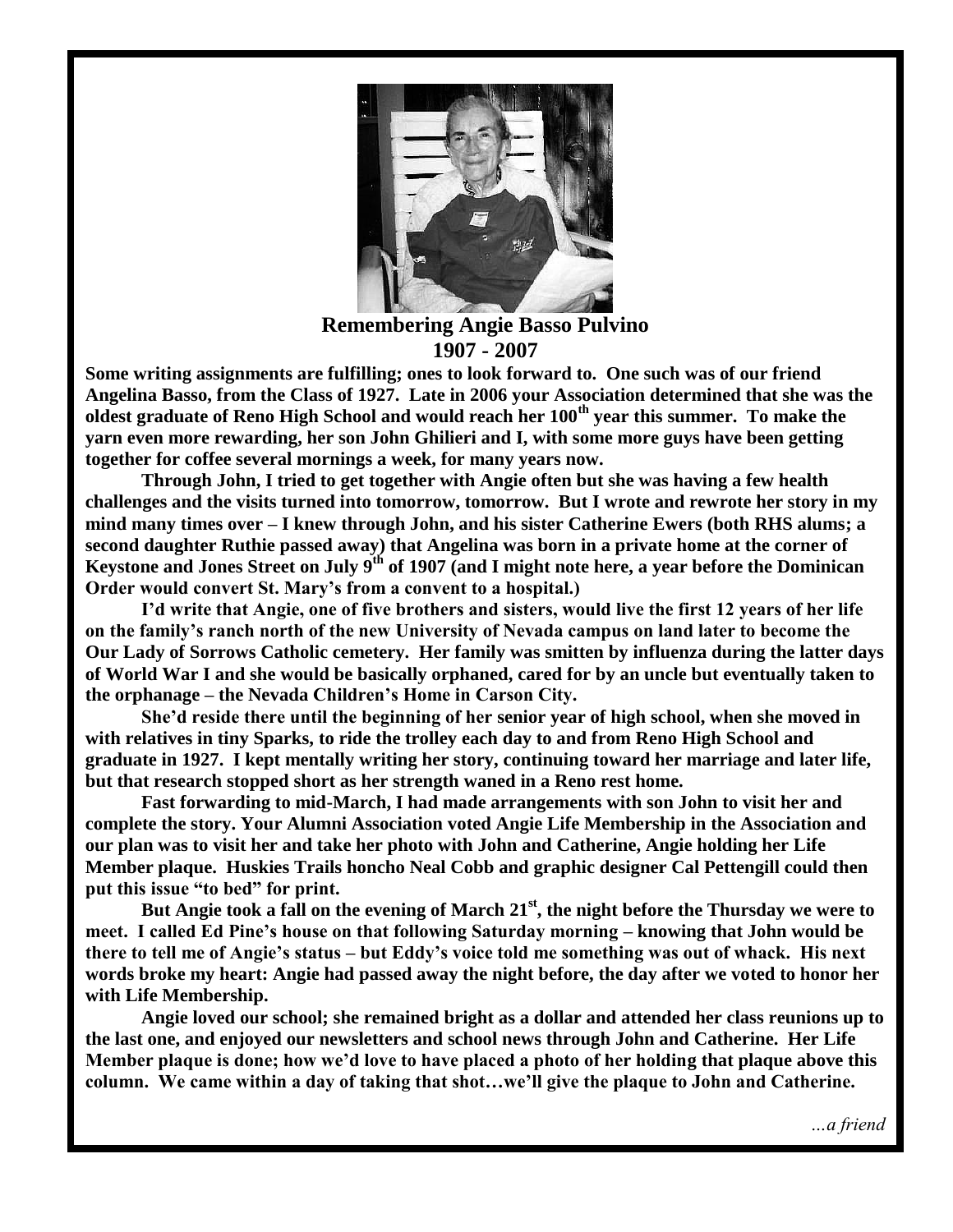## Remembering Angie Basso Pulvino
### 1907 - 2007

**Some writing assignments are fulfilling; ones to look forward to. One such was of our friend Angelina Basso, from the Class of 1927. Late in 2006 your Association determined that she was the oldest graduate of Reno High School and would reach her 100th year this summer. To make the yarn even more rewarding, her son John Ghilieri and I, with some more guys have been getting together for coffee several mornings a week, for many years now.**

**Through John, I tried to get together with Angie often but she was having a few health challenges and the visits turned into tomorrow, tomorrow. But I wrote and rewrote her story in my mind many times over – I knew through John, and his sister Catherine Ewers (both RHS alums; a second daughter Ruthie passed away) that Angelina was born in a private home at the corner of Keystone and Jones Street on July 9th of 1907 (and I might note here, a year before the Dominican Order would convert St. Mary's from a convent to a hospital.)**

**I'd write that Angie, one of five brothers and sisters, would live the first 12 years of her life on the family's ranch north of the new University of Nevada campus on land later to become the Our Lady of Sorrows Catholic cemetery. Her family was smitten by influenza during the latter days of World War I and she would be basically orphaned, cared for by an uncle but eventually taken to the orphanage – the Nevada Children's Home in Carson City.**

**She'd reside there until the beginning of her senior year of high school, when she moved in with relatives in tiny Sparks, to ride the trolley each day to and from Reno High School and graduate in 1927. I kept mentally writing her story, continuing toward her marriage and later life, but that research stopped short as her strength waned in a Reno rest home.**

**Fast forwarding to mid-March, I had made arrangements with son John to visit her and complete the story. Your Alumni Association voted Angie Life Membership in the Association and our plan was to visit her and take her photo with John and Catherine, Angie holding her Life Member plaque. Huskies Trails honcho Neal Cobb and graphic designer Cal Pettengill could then put this issue "to bed" for print.**

**But Angie took a fall on the evening of March 21st, the night before the Thursday we were to meet. I called Ed Pine's house on that following Saturday morning – knowing that John would be there to tell me of Angie's status – but Eddy's voice told me something was out of whack. His next words broke my heart: Angie had passed away the night before, the day after we voted to honor her with Life Membership.**

**Angie loved our school; she remained bright as a dollar and attended her class reunions up to the last one, and enjoyed our newsletters and school news through John and Catherine. Her Life Member plaque is done; how we'd love to have placed a photo of her holding that plaque above this column. We came within a day of taking that shot…we'll give the plaque to John and Catherine.**

*…a friend*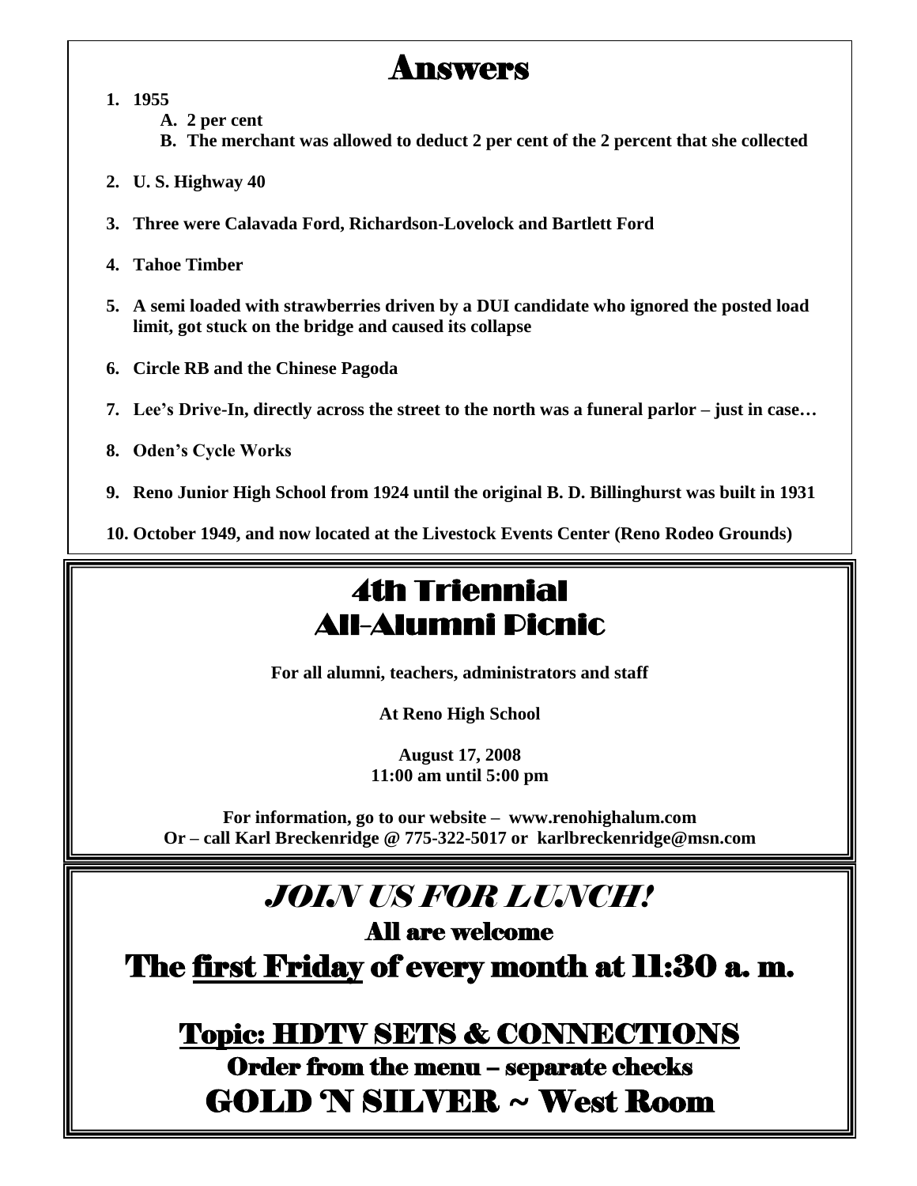# Answers

1. **1955**
   - A. **2 per cent**
   - B. **The merchant was allowed to deduct 2 per cent of the 2 percent that she collected**
2. **U. S. Highway 40**
3. **Three were Calavada Ford, Richardson-Lovelock and Bartlett Ford**
4. **Tahoe Timber**
5. **A semi loaded with strawberries driven by a DUI candidate who ignored the posted load limit, got stuck on the bridge and caused its collapse**
6. **Circle RB and the Chinese Pagoda**
7. **Lee's Drive-In, directly across the street to the north was a funeral parlor – just in case…**
8. **Oden's Cycle Works**
9. **Reno Junior High School from 1924 until the original B. D. Billinghurst was built in 1931**
10. **October 1949, and now located at the Livestock Events Center (Reno Rodeo Grounds)**

# 4th Triennial All-Alumni Picnic

**For all alumni, teachers, administrators and staff**

**At Reno High School**

**August 17, 2008**
**11:00 am until 5:00 pm**

**For information, go to our website – www.renohighalum.com**
**Or – call Karl Breckenridge @ 775-322-5017 or karlbreckenridge@msn.com**

# *JOIN US FOR LUNCH!*

## All are welcome

## The first Friday of every month at 11:30 a. m.

## Topic: HDTV SETS & CONNECTIONS

### Order from the menu – separate checks

## GOLD 'N SILVER ~ West Room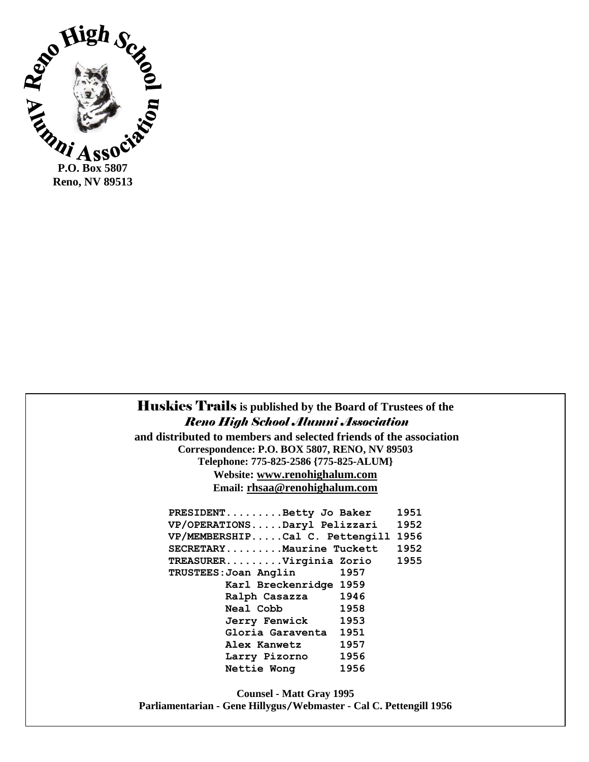Reno High School Alumni Association

P.O. Box 5807
Reno, NV 89513

**Huskies Trails** **is published by the Board of Trustees of the**
***Reno High School Alumni Association***
**and distributed to members and selected friends of the association**
**Correspondence: P.O. BOX 5807, RENO, NV 89503**
**Telephone: 775-825-2586 {775-825-ALUM}**
**Website: www.renohighalum.com**
**Email: rhsaa@renohighalum.com**

| | | |
|---|---|---|
| PRESIDENT......... | Betty Jo Baker | 1951 |
| VP/OPERATIONS..... | Daryl Pelizzari | 1952 |
| VP/MEMBERSHIP..... | Cal C. Pettengill | 1956 |
| SECRETARY......... | Maurine Tuckett | 1952 |
| TREASURER......... | Virginia Zorio | 1955 |
| TRUSTEES: | Joan Anglin | 1957 |
| | Karl Breckenridge | 1959 |
| | Ralph Casazza | 1946 |
| | Neal Cobb | 1958 |
| | Jerry Fenwick | 1953 |
| | Gloria Garaventa | 1951 |
| | Alex Kanwetz | 1957 |
| | Larry Pizorno | 1956 |
| | Nettie Wong | 1956 |

**Counsel - Matt Gray 1995**
**Parliamentarian - Gene Hillygus/Webmaster - Cal C. Pettengill 1956**